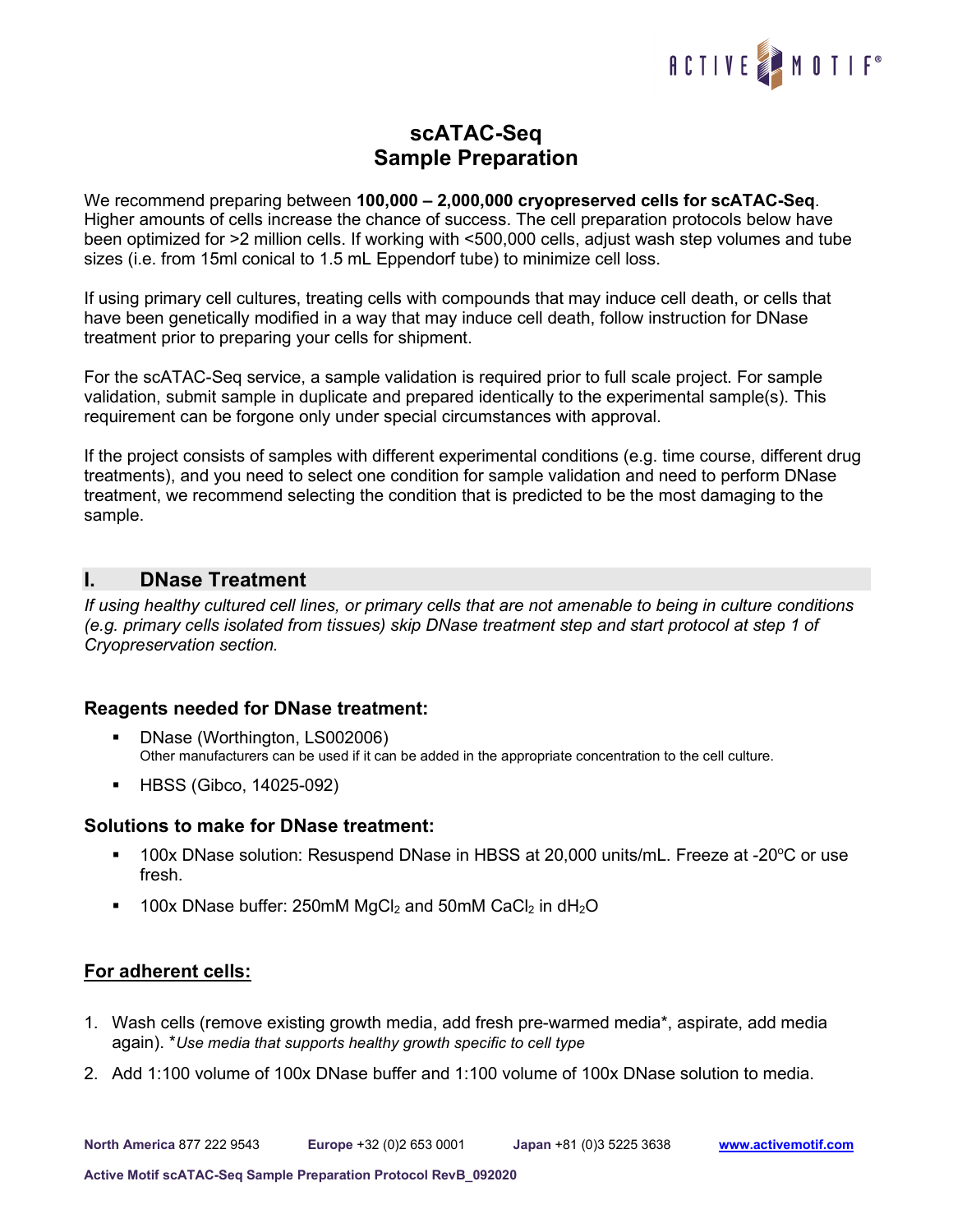# scATAC-Seq Sample Preparation

We recommend preparing between **100,000 – 2,000,000 cryopreserved cells for scATAC-Seq**. Higher amounts of cells increase the chance of success. The cell preparation protocols below have been optimized for >2 million cells. If working with <500,000 cells, adjust wash step volumes and tube sizes (i.e. from 15ml conical to 1.5 mL Eppendorf tube) to minimize cell loss.

If using primary cell cultures, treating cells with compounds that may induce cell death, or cells that have been genetically modified in a way that may induce cell death, follow instruction for DNase treatment prior to preparing your cells for shipment.

For the scATAC-Seq service, a sample validation is required prior to full scale project. For sample validation, submit sample in duplicate and prepared identically to the experimental sample(s). This requirement can be forgone only under special circumstances with approval.

If the project consists of samples with different experimental conditions (e.g. time course, different drug treatments), and you need to select one condition for sample validation and need to perform DNase treatment, we recommend selecting the condition that is predicted to be the most damaging to the sample.

## I. DNase Treatment

*If using healthy cultured cell lines, or primary cells that are not amenable to being in culture conditions (e.g. primary cells isolated from tissues) skip DNase treatment step and start protocol at step 1 of Cryopreservation section.*

### Reagents needed for DNase treatment:

- DNase (Worthington, LS002006)
  Other manufacturers can be used if it can be added in the appropriate concentration to the cell culture.
- HBSS (Gibco, 14025-092)

### Solutions to make for DNase treatment:

- 100x DNase solution: Resuspend DNase in HBSS at 20,000 units/mL. Freeze at -20ºC or use fresh.
- 100x DNase buffer: 250mM $MgCl_2$ and 50mM $CaCl_2$ in $dH_2O$

### <u>For adherent cells:</u>

1. Wash cells (remove existing growth media, add fresh pre-warmed media*, aspirate, add media again). **Use media that supports healthy growth specific to cell type*
2. Add 1:100 volume of 100x DNase buffer and 1:100 volume of 100x DNase solution to media.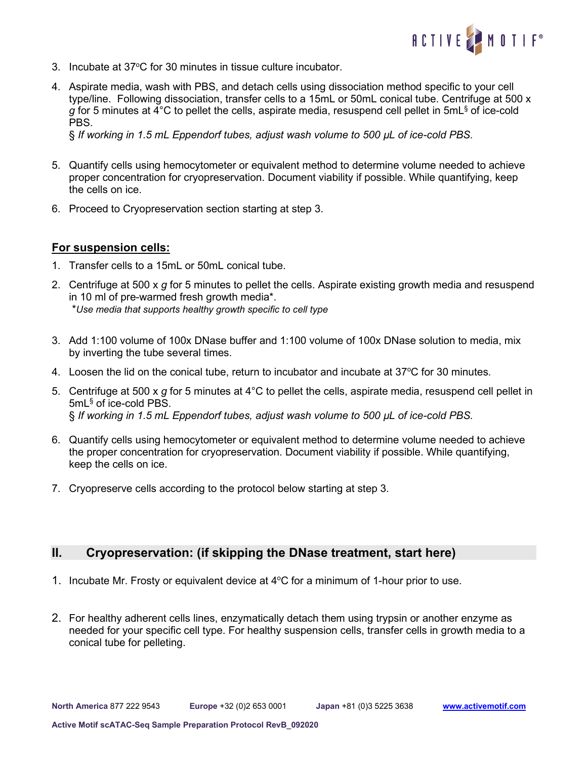3. Incubate at 37°C for 30 minutes in tissue culture incubator.

4. Aspirate media, wash with PBS, and detach cells using dissociation method specific to your cell type/line. Following dissociation, transfer cells to a 15mL or 50mL conical tube. Centrifuge at 500 x *g* for 5 minutes at 4°C to pellet the cells, aspirate media, resuspend cell pellet in 5mL[§] of ice-cold PBS.
   § *If working in 1.5 mL Eppendorf tubes, adjust wash volume to 500 µL of ice-cold PBS.*

5. Quantify cells using hemocytometer or equivalent method to determine volume needed to achieve proper concentration for cryopreservation. Document viability if possible. While quantifying, keep the cells on ice.

6. Proceed to Cryopreservation section starting at step 3.

**For suspension cells:**

1. Transfer cells to a 15mL or 50mL conical tube.

2. Centrifuge at 500 x *g* for 5 minutes to pellet the cells. Aspirate existing growth media and resuspend in 10 ml of pre-warmed fresh growth media*.
   **Use media that supports healthy growth specific to cell type*

3. Add 1:100 volume of 100x DNase buffer and 1:100 volume of 100x DNase solution to media, mix by inverting the tube several times.

4. Loosen the lid on the conical tube, return to incubator and incubate at 37°C for 30 minutes.

5. Centrifuge at 500 x *g* for 5 minutes at 4°C to pellet the cells, aspirate media, resuspend cell pellet in 5mL[§] of ice-cold PBS.
   § *If working in 1.5 mL Eppendorf tubes, adjust wash volume to 500 µL of ice-cold PBS.*

6. Quantify cells using hemocytometer or equivalent method to determine volume needed to achieve the proper concentration for cryopreservation. Document viability if possible. While quantifying, keep the cells on ice.

7. Cryopreserve cells according to the protocol below starting at step 3.

## II. Cryopreservation: (if skipping the DNase treatment, start here)

1. Incubate Mr. Frosty or equivalent device at 4°C for a minimum of 1-hour prior to use.

2. For healthy adherent cells lines, enzymatically detach them using trypsin or another enzyme as needed for your specific cell type. For healthy suspension cells, transfer cells in growth media to a conical tube for pelleting.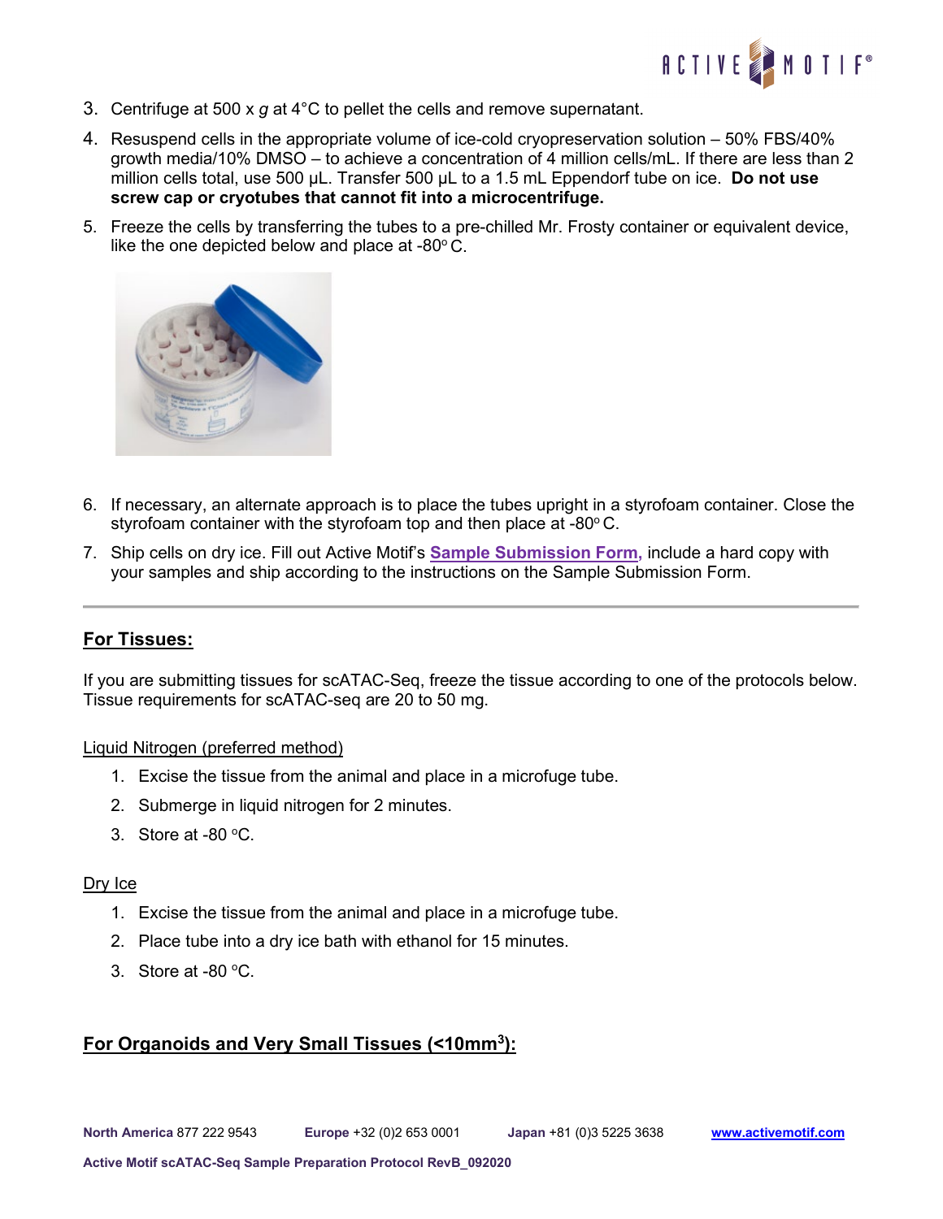3. Centrifuge at 500 x *g* at 4°C to pellet the cells and remove supernatant.
4. Resuspend cells in the appropriate volume of ice-cold cryopreservation solution – 50% FBS/40% growth media/10% DMSO – to achieve a concentration of 4 million cells/mL. If there are less than 2 million cells total, use 500 µL. Transfer 500 µL to a 1.5 mL Eppendorf tube on ice. **Do not use screw cap or cryotubes that cannot fit into a microcentrifuge.**
5. Freeze the cells by transferring the tubes to a pre-chilled Mr. Frosty container or equivalent device, like the one depicted below and place at -80° C.
6. If necessary, an alternate approach is to place the tubes upright in a styrofoam container. Close the styrofoam container with the styrofoam top and then place at -80° C.
7. Ship cells on dry ice. Fill out Active Motif's **Sample Submission Form,** include a hard copy with your samples and ship according to the instructions on the Sample Submission Form.

---

## For Tissues:

If you are submitting tissues for scATAC-Seq, freeze the tissue according to one of the protocols below. Tissue requirements for scATAC-seq are 20 to 50 mg.

Liquid Nitrogen (preferred method)

1. Excise the tissue from the animal and place in a microfuge tube.
2. Submerge in liquid nitrogen for 2 minutes.
3. Store at -80 °C.

Dry Ice

1. Excise the tissue from the animal and place in a microfuge tube.
2. Place tube into a dry ice bath with ethanol for 15 minutes.
3. Store at -80 °C.

## For Organoids and Very Small Tissues (<10mm$^3$):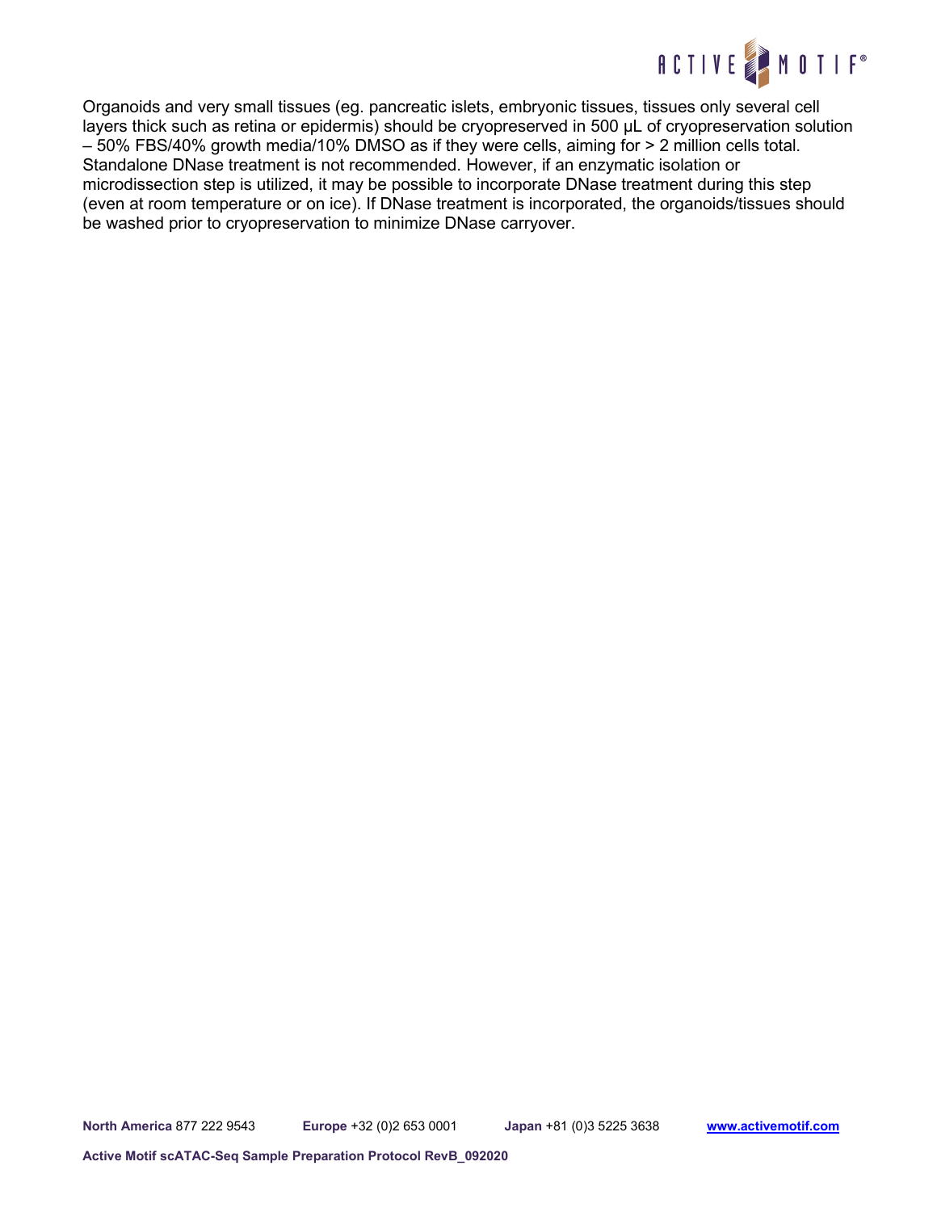Organoids and very small tissues (eg. pancreatic islets, embryonic tissues, tissues only several cell layers thick such as retina or epidermis) should be cryopreserved in 500 µL of cryopreservation solution – 50% FBS/40% growth media/10% DMSO as if they were cells, aiming for > 2 million cells total. Standalone DNase treatment is not recommended. However, if an enzymatic isolation or microdissection step is utilized, it may be possible to incorporate DNase treatment during this step (even at room temperature or on ice). If DNase treatment is incorporated, the organoids/tissues should be washed prior to cryopreservation to minimize DNase carryover.